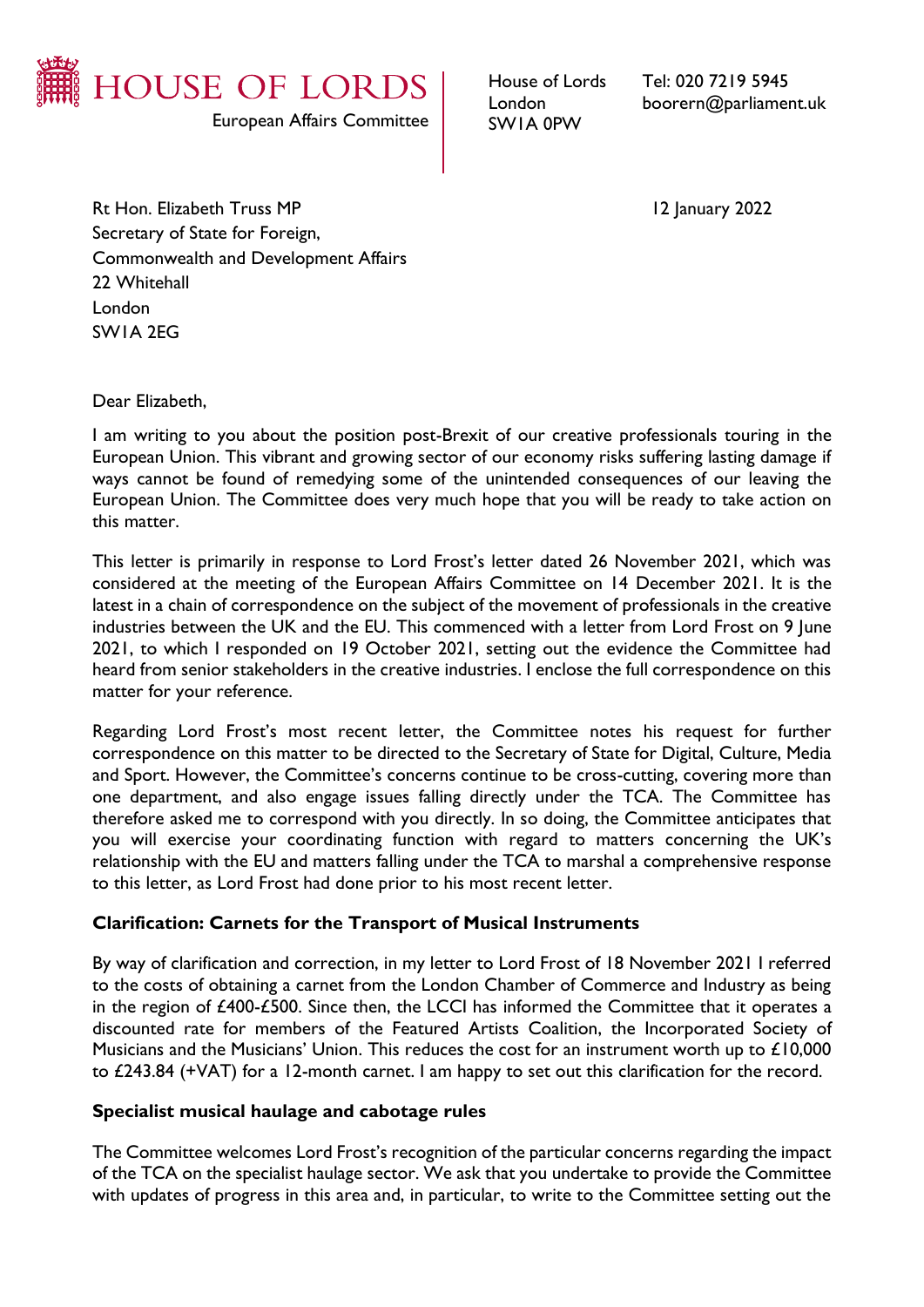HOUSE OF LORDS

European Affairs Committee

House of Lords
London
SW1A 0PW

Tel: 020 7219 5945
boorern@parliament.uk

Rt Hon. Elizabeth Truss MP
Secretary of State for Foreign,
Commonwealth and Development Affairs
22 Whitehall
London
SW1A 2EG

12 January 2022

Dear Elizabeth,

I am writing to you about the position post-Brexit of our creative professionals touring in the European Union. This vibrant and growing sector of our economy risks suffering lasting damage if ways cannot be found of remedying some of the unintended consequences of our leaving the European Union. The Committee does very much hope that you will be ready to take action on this matter.

This letter is primarily in response to Lord Frost's letter dated 26 November 2021, which was considered at the meeting of the European Affairs Committee on 14 December 2021. It is the latest in a chain of correspondence on the subject of the movement of professionals in the creative industries between the UK and the EU. This commenced with a letter from Lord Frost on 9 June 2021, to which I responded on 19 October 2021, setting out the evidence the Committee had heard from senior stakeholders in the creative industries. I enclose the full correspondence on this matter for your reference.

Regarding Lord Frost's most recent letter, the Committee notes his request for further correspondence on this matter to be directed to the Secretary of State for Digital, Culture, Media and Sport. However, the Committee's concerns continue to be cross-cutting, covering more than one department, and also engage issues falling directly under the TCA. The Committee has therefore asked me to correspond with you directly. In so doing, the Committee anticipates that you will exercise your coordinating function with regard to matters concerning the UK's relationship with the EU and matters falling under the TCA to marshal a comprehensive response to this letter, as Lord Frost had done prior to his most recent letter.

**Clarification: Carnets for the Transport of Musical Instruments**

By way of clarification and correction, in my letter to Lord Frost of 18 November 2021 I referred to the costs of obtaining a carnet from the London Chamber of Commerce and Industry as being in the region of £400-£500. Since then, the LCCI has informed the Committee that it operates a discounted rate for members of the Featured Artists Coalition, the Incorporated Society of Musicians and the Musicians' Union. This reduces the cost for an instrument worth up to £10,000 to £243.84 (+VAT) for a 12-month carnet. I am happy to set out this clarification for the record.

**Specialist musical haulage and cabotage rules**

The Committee welcomes Lord Frost's recognition of the particular concerns regarding the impact of the TCA on the specialist haulage sector. We ask that you undertake to provide the Committee with updates of progress in this area and, in particular, to write to the Committee setting out the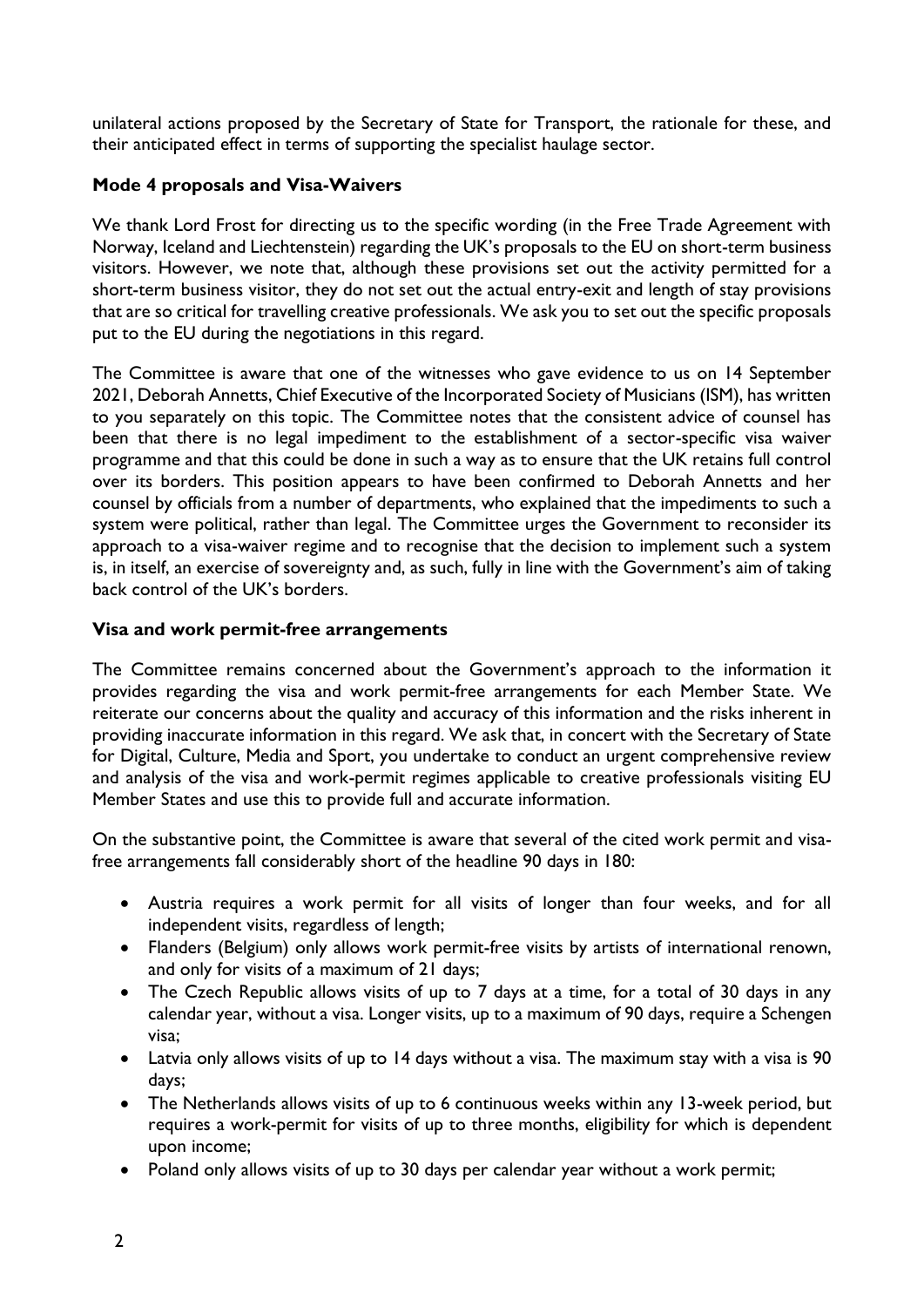unilateral actions proposed by the Secretary of State for Transport, the rationale for these, and their anticipated effect in terms of supporting the specialist haulage sector.

### Mode 4 proposals and Visa-Waivers

We thank Lord Frost for directing us to the specific wording (in the Free Trade Agreement with Norway, Iceland and Liechtenstein) regarding the UK's proposals to the EU on short-term business visitors. However, we note that, although these provisions set out the activity permitted for a short-term business visitor, they do not set out the actual entry-exit and length of stay provisions that are so critical for travelling creative professionals. We ask you to set out the specific proposals put to the EU during the negotiations in this regard.

The Committee is aware that one of the witnesses who gave evidence to us on 14 September 2021, Deborah Annetts, Chief Executive of the Incorporated Society of Musicians (ISM), has written to you separately on this topic. The Committee notes that the consistent advice of counsel has been that there is no legal impediment to the establishment of a sector-specific visa waiver programme and that this could be done in such a way as to ensure that the UK retains full control over its borders. This position appears to have been confirmed to Deborah Annetts and her counsel by officials from a number of departments, who explained that the impediments to such a system were political, rather than legal. The Committee urges the Government to reconsider its approach to a visa-waiver regime and to recognise that the decision to implement such a system is, in itself, an exercise of sovereignty and, as such, fully in line with the Government's aim of taking back control of the UK's borders.

### Visa and work permit-free arrangements

The Committee remains concerned about the Government's approach to the information it provides regarding the visa and work permit-free arrangements for each Member State. We reiterate our concerns about the quality and accuracy of this information and the risks inherent in providing inaccurate information in this regard. We ask that, in concert with the Secretary of State for Digital, Culture, Media and Sport, you undertake to conduct an urgent comprehensive review and analysis of the visa and work-permit regimes applicable to creative professionals visiting EU Member States and use this to provide full and accurate information.

On the substantive point, the Committee is aware that several of the cited work permit and visa-free arrangements fall considerably short of the headline 90 days in 180:

- Austria requires a work permit for all visits of longer than four weeks, and for all independent visits, regardless of length;
- Flanders (Belgium) only allows work permit-free visits by artists of international renown, and only for visits of a maximum of 21 days;
- The Czech Republic allows visits of up to 7 days at a time, for a total of 30 days in any calendar year, without a visa. Longer visits, up to a maximum of 90 days, require a Schengen visa;
- Latvia only allows visits of up to 14 days without a visa. The maximum stay with a visa is 90 days;
- The Netherlands allows visits of up to 6 continuous weeks within any 13-week period, but requires a work-permit for visits of up to three months, eligibility for which is dependent upon income;
- Poland only allows visits of up to 30 days per calendar year without a work permit;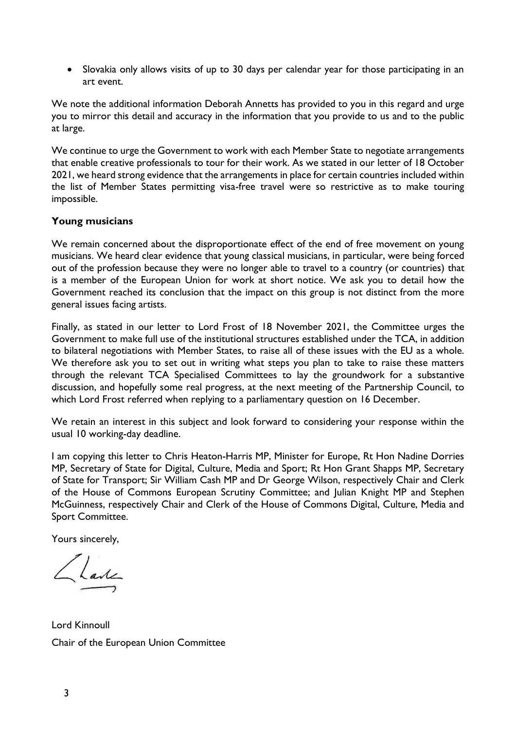- Slovakia only allows visits of up to 30 days per calendar year for those participating in an art event.

We note the additional information Deborah Annetts has provided to you in this regard and urge you to mirror this detail and accuracy in the information that you provide to us and to the public at large.

We continue to urge the Government to work with each Member State to negotiate arrangements that enable creative professionals to tour for their work. As we stated in our letter of 18 October 2021, we heard strong evidence that the arrangements in place for certain countries included within the list of Member States permitting visa-free travel were so restrictive as to make touring impossible.

**Young musicians**

We remain concerned about the disproportionate effect of the end of free movement on young musicians. We heard clear evidence that young classical musicians, in particular, were being forced out of the profession because they were no longer able to travel to a country (or countries) that is a member of the European Union for work at short notice. We ask you to detail how the Government reached its conclusion that the impact on this group is not distinct from the more general issues facing artists.

Finally, as stated in our letter to Lord Frost of 18 November 2021, the Committee urges the Government to make full use of the institutional structures established under the TCA, in addition to bilateral negotiations with Member States, to raise all of these issues with the EU as a whole. We therefore ask you to set out in writing what steps you plan to take to raise these matters through the relevant TCA Specialised Committees to lay the groundwork for a substantive discussion, and hopefully some real progress, at the next meeting of the Partnership Council, to which Lord Frost referred when replying to a parliamentary question on 16 December.

We retain an interest in this subject and look forward to considering your response within the usual 10 working-day deadline.

I am copying this letter to Chris Heaton-Harris MP, Minister for Europe, Rt Hon Nadine Dorries MP, Secretary of State for Digital, Culture, Media and Sport; Rt Hon Grant Shapps MP, Secretary of State for Transport; Sir William Cash MP and Dr George Wilson, respectively Chair and Clerk of the House of Commons European Scrutiny Committee; and Julian Knight MP and Stephen McGuinness, respectively Chair and Clerk of the House of Commons Digital, Culture, Media and Sport Committee.

Yours sincerely,

Lord Kinnoull

Chair of the European Union Committee